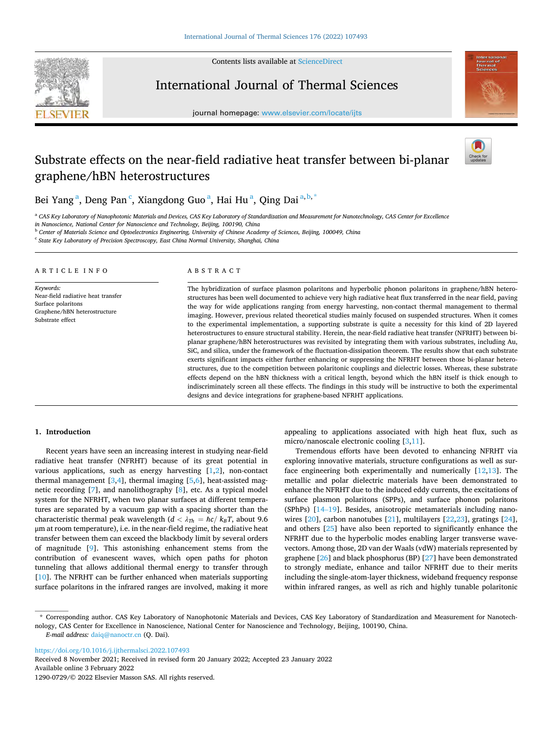Contents lists available at ScienceDirect

# International Journal of Thermal Sciences

journal homepage: www.elsevier.com/locate/ijts

# Substrate effects on the near-field radiative heat transfer between bi-planar graphene/hBN heterostructures

Bei Yang [a], Deng Pan [c], Xiangdong Guo [a], Hai Hu [a], Qing Dai [a,b,*]

[a] CAS Key Laboratory of Nanophotonic Materials and Devices, CAS Key Laboratory of Standardization and Measurement for Nanotechnology, CAS Center for Excellence in Nanoscience, National Center for Nanoscience and Technology, Beijing, 100190, China

[b] Center of Materials Science and Optoelectronics Engineering, University of Chinese Academy of Sciences, Beijing, 100049, China

[c] State Key Laboratory of Precision Spectroscopy, East China Normal University, Shanghai, China

ARTICLE INFO

*Keywords:*
Near-field radiative heat transfer
Surface polaritons
Graphene/hBN heterostructure
Substrate effect

ABSTRACT

The hybridization of surface plasmon polaritons and hyperbolic phonon polaritons in graphene/hBN heterostructures has been well documented to achieve very high radiative heat flux transferred in the near field, paving the way for wide applications ranging from energy harvesting, non-contact thermal management to thermal imaging. However, previous related theoretical studies mainly focused on suspended structures. When it comes to the experimental implementation, a supporting substrate is quite a necessity for this kind of 2D layered heterostructures to ensure structural stability. Herein, the near-field radiative heat transfer (NFRHT) between bi-planar graphene/hBN heterostructures was revisited by integrating them with various substrates, including Au, SiC, and silica, under the framework of the fluctuation-dissipation theorem. The results show that each substrate exerts significant impacts either further enhancing or suppressing the NFRHT between those bi-planar heterostructures, due to the competition between polaritonic couplings and dielectric losses. Whereas, these substrate effects depend on the hBN thickness with a critical length, beyond which the hBN itself is thick enough to indiscriminately screen all these effects. The findings in this study will be instructive to both the experimental designs and device integrations for graphene-based NFRHT applications.

## 1. Introduction

Recent years have seen an increasing interest in studying near-field radiative heat transfer (NFRHT) because of its great potential in various applications, such as energy harvesting [1,2], non-contact thermal management [3,4], thermal imaging [5,6], heat-assisted magnetic recording [7], and nanolithography [8], etc. As a typical model system for the NFRHT, when two planar surfaces at different temperatures are separated by a vacuum gap with a spacing shorter than the characteristic thermal peak wavelength ($d < \lambda_{Th} = \hbar c / k_B T$, about 9.6 μm at room temperature), i.e. in the near-field regime, the radiative heat transfer between them can exceed the blackbody limit by several orders of magnitude [9]. This astonishing enhancement stems from the contribution of evanescent waves, which open paths for photon tunneling that allows additional thermal energy to transfer through [10]. The NFRHT can be further enhanced when materials supporting surface polaritons in the infrared ranges are involved, making it more appealing to applications associated with high heat flux, such as micro/nanoscale electronic cooling [3,11].

Tremendous efforts have been devoted to enhancing NFRHT via exploring innovative materials, structure configurations as well as surface engineering both experimentally and numerically [12,13]. The metallic and polar dielectric materials have been demonstrated to enhance the NFRHT due to the induced eddy currents, the excitations of surface plasmon polaritons (SPPs), and surface phonon polaritons (SPhPs) [14–19]. Besides, anisotropic metamaterials including nanowires [20], carbon nanotubes [21], multilayers [22,23], gratings [24], and others [25] have also been reported to significantly enhance the NFRHT due to the hyperbolic modes enabling larger transverse wavevectors. Among those, 2D van der Waals (vdW) materials represented by graphene [26] and black phosphorus (BP) [27] have been demonstrated to strongly mediate, enhance and tailor NFRHT due to their merits including the single-atom-layer thickness, wideband frequency response within infrared ranges, as well as rich and highly tunable polaritonic

\* Corresponding author. CAS Key Laboratory of Nanophotonic Materials and Devices, CAS Key Laboratory of Standardization and Measurement for Nanotechnology, CAS Center for Excellence in Nanoscience, National Center for Nanoscience and Technology, Beijing, 100190, China.

*E-mail address:* daiq@nanoctr.cn (Q. Dai).

https://doi.org/10.1016/j.ijthermalsci.2022.107493

Received 8 November 2021; Received in revised form 20 January 2022; Accepted 23 January 2022

Available online 3 February 2022

1290-0729/© 2022 Elsevier Masson SAS. All rights reserved.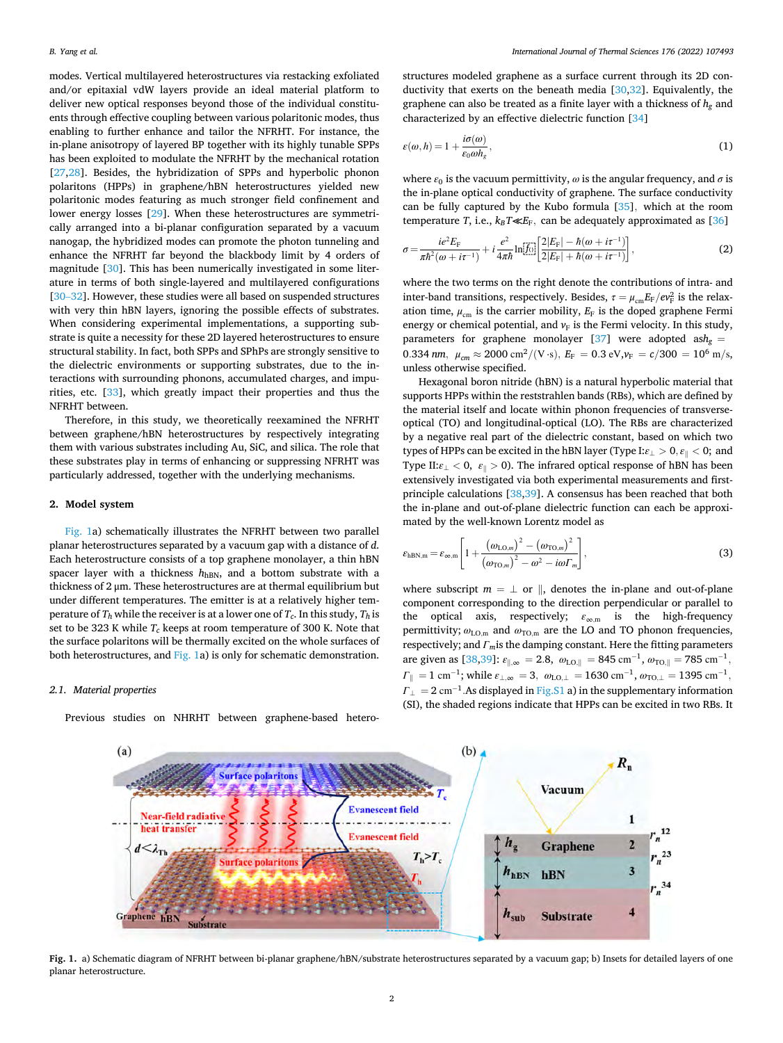modes. Vertical multilayered heterostructures via restacking exfoliated and/or epitaxial vdW layers provide an ideal material platform to deliver new optical responses beyond those of the individual constituents through effective coupling between various polaritonic modes, thus enabling to further enhance and tailor the NFRHT. For instance, the in-plane anisotropy of layered BP together with its highly tunable SPPs has been exploited to modulate the NFRHT by the mechanical rotation [27,28]. Besides, the hybridization of SPPs and hyperbolic phonon polaritons (HPPs) in graphene/hBN heterostructures yielded new polaritonic modes featuring as much stronger field confinement and lower energy losses [29]. When these heterostructures are symmetrically arranged into a bi-planar configuration separated by a vacuum nanogap, the hybridized modes can promote the photon tunneling and enhance the NFRHT far beyond the blackbody limit by 4 orders of magnitude [30]. This has been numerically investigated in some literature in terms of both single-layered and multilayered configurations [30–32]. However, these studies were all based on suspended structures with very thin hBN layers, ignoring the possible effects of substrates. When considering experimental implementations, a supporting substrate is a necessity for these 2D layered heterostructures to ensure structural stability. In fact, both SPPs and SPhPs are strongly sensitive to the dielectric environments or supporting substrates, due to the interactions with surrounding phonons, accumulated charges, and impurities, etc. [33], which greatly impact their properties and thus the NFRHT between.

Therefore, in this study, we theoretically reexamined the NFRHT between graphene/hBN heterostructures by respectively integrating them with various substrates including Au, SiC, and silica. The role that these substrates play in terms of enhancing or suppressing NFRHT was particularly addressed, together with the underlying mechanisms.

## 2. Model system

Fig. 1a) schematically illustrates the NFRHT between two parallel planar heterostructures separated by a vacuum gap with a distance of $d$. Each heterostructure consists of a top graphene monolayer, a thin hBN spacer layer with a thickness $h_{hBN}$, and a bottom substrate with a thickness of 2 μm. These heterostructures are at thermal equilibrium but under different temperatures. The emitter is at a relatively higher temperature of $T_h$ while the receiver is at a lower one of $T_c$. In this study, $T_h$ is set to be 323 K while $T_c$ keeps at room temperature of 300 K. Note that the surface polaritons will be thermally excited on the whole surfaces of both heterostructures, and Fig. 1a) is only for schematic demonstration.

### 2.1. Material properties

Previous studies on NHRHT between graphene-based heterostructures modeled graphene as a surface current through its 2D conductivity that exerts on the beneath media [30,32]. Equivalently, the graphene can also be treated as a finite layer with a thickness of $h_g$ and characterized by an effective dielectric function [34]

$$\varepsilon(\omega, h) = 1 + \frac{i\sigma(\omega)}{\varepsilon_0 \omega h_g}, \tag{1}$$

where $\varepsilon_0$ is the vacuum permittivity, $\omega$ is the angular frequency, and $\sigma$ is the in-plane optical conductivity of graphene. The surface conductivity can be fully captured by the Kubo formula [35], which at the room temperature $T$, i.e., $k_B T \ll E_F$, can be adequately approximated as [36]

$$\sigma = \frac{ie^2 E_F}{\pi\hbar^2(\omega + i\tau^{-1})} + i\frac{e^2}{4\pi\hbar}\ln\left[\frac{2|E_F| - \hbar(\omega + i\tau^{-1})}{2|E_F| + \hbar(\omega + i\tau^{-1})}\right], \tag{2}$$

where the two terms on the right denote the contributions of intra- and inter-band transitions, respectively. Besides, $\tau = \mu_{cm} E_F / e v_F^2$ is the relaxation time, $\mu_{cm}$ is the carrier mobility, $E_F$ is the doped graphene Fermi energy or chemical potential, and $v_F$ is the Fermi velocity. In this study, parameters for graphene monolayer [37] were adopted as $h_g = 0.334$ nm, $\mu_{cm} \approx 2000$ cm$^2$/(V·s), $E_F = 0.3$ eV, $v_F = c/300 = 10^6$ m/s, unless otherwise specified.

Hexagonal boron nitride (hBN) is a natural hyperbolic material that supports HPPs within the reststrahlen bands (RBs), which are defined by the material itself and locate within phonon frequencies of transverse-optical (TO) and longitudinal-optical (LO). The RBs are characterized by a negative real part of the dielectric constant, based on which two types of HPPs can be excited in the hBN layer (Type I: $\varepsilon_\perp > 0, \varepsilon_\parallel < 0$; and Type II: $\varepsilon_\perp < 0$, $\varepsilon_\parallel > 0$). The infrared optical response of hBN has been extensively investigated via both experimental measurements and first-principle calculations [38,39]. A consensus has been reached that both the in-plane and out-of-plane dielectric function can each be approximated by the well-known Lorentz model as

$$\varepsilon_{hBN,m} = \varepsilon_{\infty,m}\left[1 + \frac{(\omega_{LO,m})^2 - (\omega_{TO,m})^2}{(\omega_{TO,m})^2 - \omega^2 - i\omega\Gamma_m}\right], \tag{3}$$

where subscript $m = \perp$ or $\parallel$, denotes the in-plane and out-of-plane component corresponding to the direction perpendicular or parallel to the optical axis, respectively; $\varepsilon_{\infty,m}$ is the high-frequency permittivity; $\omega_{LO,m}$ and $\omega_{TO,m}$ are the LO and TO phonon frequencies, respectively; and $\Gamma_m$ is the damping constant. Here the fitting parameters are given as [38,39]: $\varepsilon_{\parallel,\infty} = 2.8$, $\omega_{LO,\parallel} = 845$ cm$^{-1}$, $\omega_{TO,\parallel} = 785$ cm$^{-1}$, $\Gamma_\parallel = 1$ cm$^{-1}$; while $\varepsilon_{\perp,\infty} = 3$, $\omega_{LO,\perp} = 1630$ cm$^{-1}$, $\omega_{TO,\perp} = 1395$ cm$^{-1}$, $\Gamma_\perp = 2$ cm$^{-1}$. As displayed in Fig.S1 a) in the supplementary information (SI), the shaded regions indicate that HPPs can be excited in two RBs. It

Fig. 1. a) Schematic diagram of NFRHT between bi-planar graphene/hBN/substrate heterostructures separated by a vacuum gap; b) Insets for detailed layers of one planar heterostructure.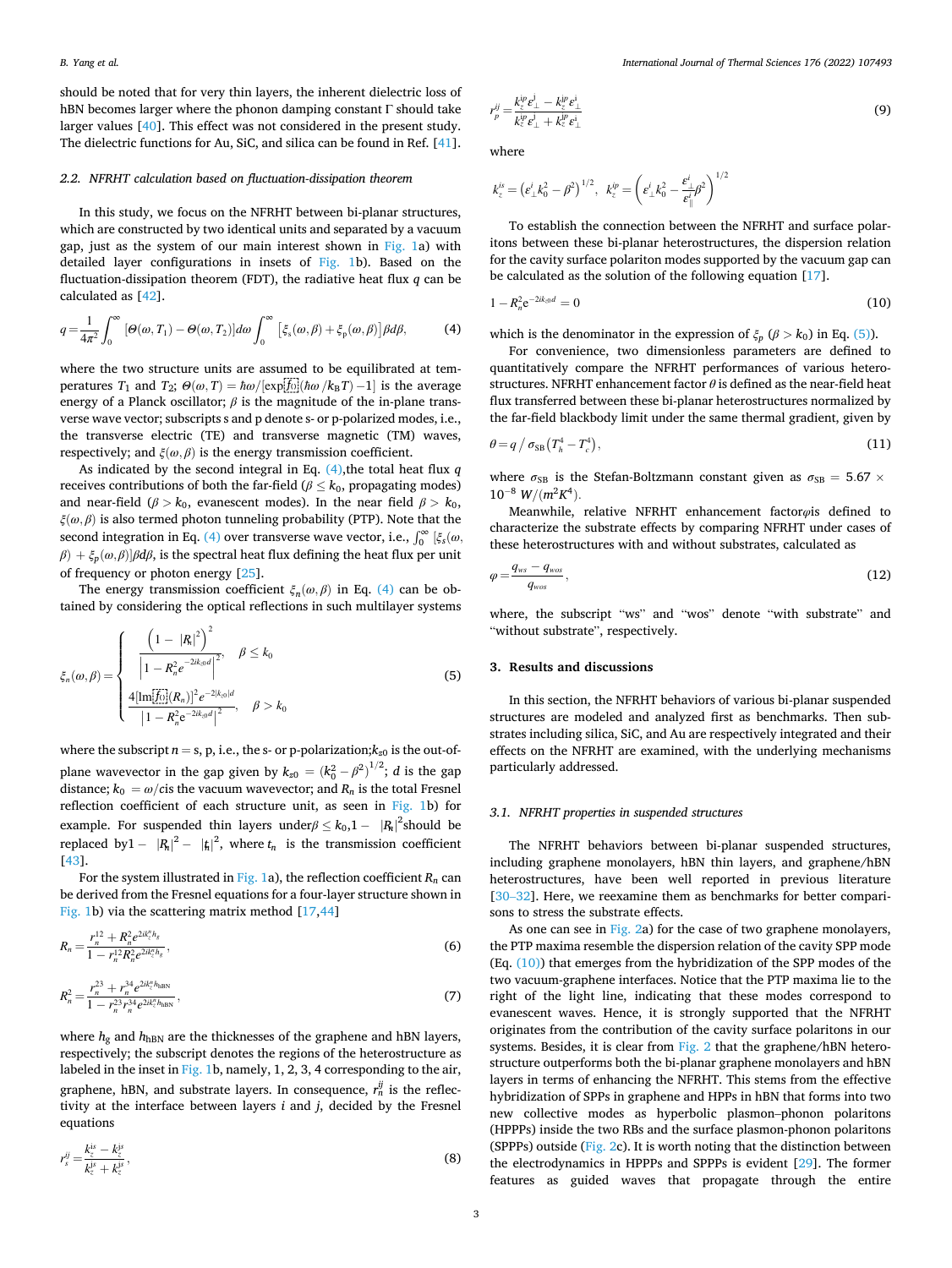should be noted that for very thin layers, the inherent dielectric loss of hBN becomes larger where the phonon damping constant Γ should take larger values [40]. This effect was not considered in the present study. The dielectric functions for Au, SiC, and silica can be found in Ref. [41].

### 2.2. NFRHT calculation based on fluctuation-dissipation theorem

In this study, we focus on the NFRHT between bi-planar structures, which are constructed by two identical units and separated by a vacuum gap, just as the system of our main interest shown in Fig. 1a) with detailed layer configurations in insets of Fig. 1b). Based on the fluctuation-dissipation theorem (FDT), the radiative heat flux $q$ can be calculated as [42].

$$q = \frac{1}{4\pi^2}\int_0^{\infty}[\Theta(\omega,T_1) - \Theta(\omega,T_2)]d\omega\int_0^{\infty}\left[\xi_s(\omega,\beta)+\xi_p(\omega,\beta)\right]\beta d\beta, \tag{4}$$

where the two structure units are assumed to be equilibrated at temperatures $T_1$ and $T_2$; $\Theta(\omega,T) = \hbar\omega/[\exp(\hbar\omega/k_BT) - 1]$ is the average energy of a Planck oscillator; $\beta$ is the magnitude of the in-plane transverse wave vector; subscripts s and p denote s- or p-polarized modes, i.e., the transverse electric (TE) and transverse magnetic (TM) waves, respectively; and $\xi(\omega,\beta)$ is the energy transmission coefficient.

As indicated by the second integral in Eq. (4), the total heat flux $q$ receives contributions of both the far-field ($\beta \le k_0$, propagating modes) and near-field ($\beta > k_0$, evanescent modes). In the near field $\beta > k_0$, $\xi(\omega,\beta)$ is also termed photon tunneling probability (PTP). Note that the second integration in Eq. (4) over transverse wave vector, i.e., $\int_0^{\infty}[\xi_s(\omega,\beta) + \xi_p(\omega,\beta)]\beta d\beta$, is the spectral heat flux defining the heat flux per unit of frequency or photon energy [25].

The energy transmission coefficient $\xi_n(\omega,\beta)$ in Eq. (4) can be obtained by considering the optical reflections in such multilayer systems

$$\xi_n(\omega,\beta) = \begin{cases} \dfrac{\left(1-|R_n|^2\right)^2}{\left|1-R_n^2e^{-2ik_{z0}d}\right|^2}, & \beta \le k_0 \\[2ex] \dfrac{4[\mathrm{Im}(R_n)]^2e^{-2|k_{z0}|d}}{\left|1-R_n^2e^{-2ik_{z0}d}\right|^2}, & \beta > k_0 \end{cases} \tag{5}$$

where the subscript $n$ = s, p, i.e., the s- or p-polarization; $k_{z0}$ is the out-of-plane wavevector in the gap given by $k_{z0} = (k_0^2 - \beta^2)^{1/2}$; $d$ is the gap distance; $k_0 = \omega/c$ is the vacuum wavevector; and $R_n$ is the total Fresnel reflection coefficient of each structure unit, as seen in Fig. 1b) for example. For suspended thin layers under $\beta \le k_0$, $1 - |R_n|^2$ should be replaced by $1 - |R_n|^2 - |t_n|^2$, where $t_n$ is the transmission coefficient [43].

For the system illustrated in Fig. 1a), the reflection coefficient $R_n$ can be derived from the Fresnel equations for a four-layer structure shown in Fig. 1b) via the scattering matrix method [17,44]

$$R_n = \frac{r_n^{12} + R_n^2 e^{2ik_z^2 h_g}}{1 - r_n^{12}R_n^2 e^{2ik_z^2 h_g}}, \tag{6}$$

$$R_n^2 = \frac{r_n^{23} + r_n^{34} e^{2ik_z^3 h_{hBN}}}{1 - r_n^{23}r_n^{34} e^{2ik_z^3 h_{hBN}}}, \tag{7}$$

where $h_g$ and $h_{hBN}$ are the thicknesses of the graphene and hBN layers, respectively; the subscript denotes the regions of the heterostructure as labeled in the inset in Fig. 1b, namely, 1, 2, 3, 4 corresponding to the air, graphene, hBN, and substrate layers. In consequence, $r_n^{ij}$ is the reflectivity at the interface between layers $i$ and $j$, decided by the Fresnel equations

$$r_s^{ij} = \frac{k_z^{is} - k_z^{js}}{k_z^{is} + k_z^{js}}, \tag{8}$$

$$r_p^{ij} = \frac{k_z^{ip}\varepsilon_\perp^j - k_z^{jp}\varepsilon_\perp^i}{k_z^{ip}\varepsilon_\perp^j + k_z^{jp}\varepsilon_\perp^i} \tag{9}$$

where

$$k_z^{is} = \left(\varepsilon_\perp^i k_0^2 - \beta^2\right)^{1/2},\ \ k_z^{ip} = \left(\varepsilon_\perp^i k_0^2 - \frac{\varepsilon_\perp^i}{\varepsilon_\parallel^i}\beta^2\right)^{1/2}$$

To establish the connection between the NFRHT and surface polaritons between these bi-planar heterostructures, the dispersion relation for the cavity surface polariton modes supported by the vacuum gap can be calculated as the solution of the following equation [17].

$$1 - R_n^2 e^{-2ik_{z0}d} = 0 \tag{10}$$

which is the denominator in the expression of $\xi_p$ ($\beta > k_0$) in Eq. (5)).

For convenience, two dimensionless parameters are defined to quantitatively compare the NFRHT performances of various heterostructures. NFRHT enhancement factor $\theta$ is defined as the near-field heat flux transferred between these bi-planar heterostructures normalized by the far-field blackbody limit under the same thermal gradient, given by

$$\theta = q \,/\, \sigma_{SB}\left(T_h^4 - T_c^4\right), \tag{11}$$

where $\sigma_{SB}$ is the Stefan-Boltzmann constant given as $\sigma_{SB} = 5.67 \times 10^{-8}\ W/(m^2K^4)$.

Meanwhile, relative NFRHT enhancement factor $\varphi$ is defined to characterize the substrate effects by comparing NFRHT under cases of these heterostructures with and without substrates, calculated as

$$\varphi = \frac{q_{ws} - q_{wos}}{q_{wos}}, \tag{12}$$

where, the subscript "ws" and "wos" denote "with substrate" and "without substrate", respectively.

## 3. Results and discussions

In this section, the NFRHT behaviors of various bi-planar suspended structures are modeled and analyzed first as benchmarks. Then substrates including silica, SiC, and Au are respectively integrated and their effects on the NFRHT are examined, with the underlying mechanisms particularly addressed.

### 3.1. NFRHT properties in suspended structures

The NFRHT behaviors between bi-planar suspended structures, including graphene monolayers, hBN thin layers, and graphene/hBN heterostructures, have been well reported in previous literature [30–32]. Here, we reexamine them as benchmarks for better comparisons to stress the substrate effects.

As one can see in Fig. 2a) for the case of two graphene monolayers, the PTP maxima resemble the dispersion relation of the cavity SPP mode (Eq. (10)) that emerges from the hybridization of the SPP modes of the two vacuum-graphene interfaces. Notice that the PTP maxima lie to the right of the light line, indicating that these modes correspond to evanescent waves. Hence, it is strongly supported that the NFRHT originates from the contribution of the cavity surface polaritons in our systems. Besides, it is clear from Fig. 2 that the graphene/hBN heterostructure outperforms both the bi-planar graphene monolayers and hBN layers in terms of enhancing the NFRHT. This stems from the effective hybridization of SPPs in graphene and HPPs in hBN that forms into two new collective modes as hyperbolic plasmon–phonon polaritons (HPPPs) inside the two RBs and the surface plasmon-phonon polaritons (SPPPs) outside (Fig. 2c). It is worth noting that the distinction between the electrodynamics in HPPPs and SPPPs is evident [29]. The former features as guided waves that propagate through the entire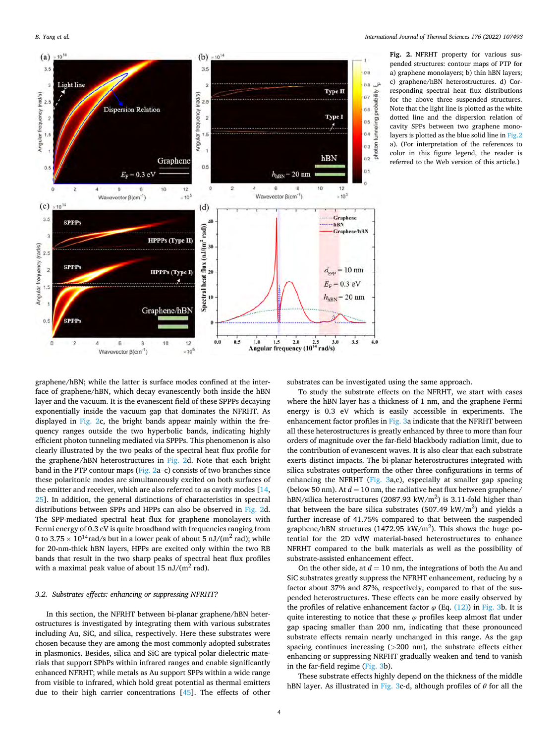**Fig. 2.** NFRHT property for various suspended structures: contour maps of PTP for a) graphene monolayers; b) thin hBN layers; c) graphene/hBN heterostructures. d) Corresponding spectral heat flux distributions for the above three suspended structures. Note that the light line is plotted as the white dotted line and the dispersion relation of cavity SPPs between two graphene monolayers is plotted as the blue solid line in Fig. 2 a). (For interpretation of the references to color in this figure legend, the reader is referred to the Web version of this article.)

graphene/hBN; while the latter is surface modes confined at the interface of graphene/hBN, which decay evanescently both inside the hBN layer and the vacuum. It is the evanescent field of these SPPPs decaying exponentially inside the vacuum gap that dominates the NFRHT. As displayed in Fig. 2c, the bright bands appear mainly within the frequency ranges outside the two hyperbolic bands, indicating highly efficient photon tunneling mediated via SPPPs. This phenomenon is also clearly illustrated by the two peaks of the spectral heat flux profile for the graphene/hBN heterostructures in Fig. 2d. Note that each bright band in the PTP contour maps (Fig. 2a–c) consists of two branches since these polaritonic modes are simultaneously excited on both surfaces of the emitter and receiver, which are also referred to as cavity modes [14, 25]. In addition, the general distinctions of characteristics in spectral distributions between SPPs and HPPs can also be observed in Fig. 2d. The SPP-mediated spectral heat flux for graphene monolayers with Fermi energy of 0.3 eV is quite broadband with frequencies ranging from 0 to $3.75 \times 10^{14}$ rad/s but in a lower peak of about 5 nJ/(m$^2$ rad); while for 20-nm-thick hBN layers, HPPs are excited only within the two RB bands that result in the two sharp peaks of spectral heat flux profiles with a maximal peak value of about 15 nJ/(m$^2$ rad).

### 3.2. Substrates effects: enhancing or suppressing NFRHT?

In this section, the NFRHT between bi-planar graphene/hBN heterostructures is investigated by integrating them with various substrates including Au, SiC, and silica, respectively. Here these substrates were chosen because they are among the most commonly adopted substrates in plasmonics. Besides, silica and SiC are typical polar dielectric materials that support SPhPs within infrared ranges and enable significantly enhanced NFRHT; while metals as Au support SPPs within a wide range from visible to infrared, which hold great potential as thermal emitters due to their high carrier concentrations [45]. The effects of other substrates can be investigated using the same approach.

To study the substrate effects on the NFRHT, we start with cases where the hBN layer has a thickness of 1 nm, and the graphene Fermi energy is 0.3 eV which is easily accessible in experiments. The enhancement factor profiles in Fig. 3a indicate that the NFRHT between all these heterostructures is greatly enhanced by three to more than four orders of magnitude over the far-field blackbody radiation limit, due to the contribution of evanescent waves. It is also clear that each substrate exerts distinct impacts. The bi-planar heterostructures integrated with silica substrates outperform the other three configurations in terms of enhancing the NFRHT (Fig. 3a,c), especially at smaller gap spacing (below 50 nm). At $d = 10$ nm, the radiative heat flux between graphene/hBN/silica heterostructures (2087.93 kW/m$^2$) is 3.11-fold higher than that between the bare silica substrates (507.49 kW/m$^2$) and yields a further increase of 41.75% compared to that between the suspended graphene/hBN structures (1472.95 kW/m$^2$). This shows the huge potential for the 2D vdW material-based heterostructures to enhance NFRHT compared to the bulk materials as well as the possibility of substrate-assisted enhancement effect.

On the other side, at $d = 10$ nm, the integrations of both the Au and SiC substrates greatly suppress the NFRHT enhancement, reducing by a factor about 37% and 87%, respectively, compared to that of the suspended heterostructures. These effects can be more easily observed by the profiles of relative enhancement factor $\varphi$ (Eq. (12)) in Fig. 3b. It is quite interesting to notice that these $\varphi$ profiles keep almost flat under gap spacing smaller than 200 nm, indicating that these pronounced substrate effects remain nearly unchanged in this range. As the gap spacing continues increasing (>200 nm), the substrate effects either enhancing or suppressing NRFHT gradually weaken and tend to vanish in the far-field regime (Fig. 3b).

These substrate effects highly depend on the thickness of the middle hBN layer. As illustrated in Fig. 3c-d, although profiles of $\theta$ for all the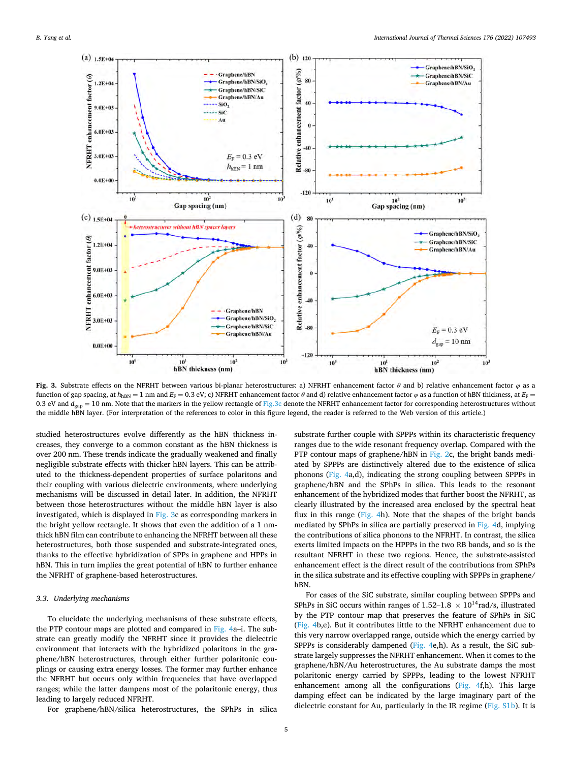**Fig. 3.** Substrate effects on the NFRHT between various bi-planar heterostructures: a) NFRHT enhancement factor $\theta$ and b) relative enhancement factor $\varphi$ as a function of gap spacing, at $h_{hBN} = 1$ nm and $E_F = 0.3$ eV; c) NFRHT enhancement factor $\theta$ and d) relative enhancement factor $\varphi$ as a function of hBN thickness, at $E_F = 0.3$ eV and $d_{gap} = 10$ nm. Note that the markers in the yellow rectangle of Fig. 3c denote the NFRHT enhancement factor for corresponding heterostructures without the middle hBN layer. (For interpretation of the references to color in this figure legend, the reader is referred to the Web version of this article.)

studied heterostructures evolve differently as the hBN thickness increases, they converge to a common constant as the hBN thickness is over 200 nm. These trends indicate the gradually weakened and finally negligible substrate effects with thicker hBN layers. This can be attributed to the thickness-dependent properties of surface polaritons and their coupling with various dielectric environments, where underlying mechanisms will be discussed in detail later. In addition, the NFRHT between those heterostructures without the middle hBN layer is also investigated, which is displayed in Fig. 3c as corresponding markers in the bright yellow rectangle. It shows that even the addition of a 1 nm-thick hBN film can contribute to enhancing the NFRHT between all these heterostructures, both those suspended and substrate-integrated ones, thanks to the effective hybridization of SPPs in graphene and HPPs in hBN. This in turn implies the great potential of hBN to further enhance the NFRHT of graphene-based heterostructures.

### 3.3. Underlying mechanisms

To elucidate the underlying mechanisms of these substrate effects, the PTP contour maps are plotted and compared in Fig. 4a–i. The substrate can greatly modify the NFRHT since it provides the dielectric environment that interacts with the hybridized polaritons in the graphene/hBN heterostructures, through either further polaritonic couplings or causing extra energy losses. The former may further enhance the NFRHT but occurs only within frequencies that have overlapped ranges; while the latter dampens most of the polaritonic energy, thus leading to largely reduced NFRHT.

For graphene/hBN/silica heterostructures, the SPhPs in silica substrate further couple with SPPPs within its characteristic frequency ranges due to the wide resonant frequency overlap. Compared with the PTP contour maps of graphene/hBN in Fig. 2c, the bright bands mediated by SPPPs are distinctively altered due to the existence of silica phonons (Fig. 4a,d), indicating the strong coupling between SPPPs in graphene/hBN and the SPhPs in silica. This leads to the resonant enhancement of the hybridized modes that further boost the NFRHT, as clearly illustrated by the increased area enclosed by the spectral heat flux in this range (Fig. 4h). Note that the shapes of the bright bands mediated by SPhPs in silica are partially preserved in Fig. 4d, implying the contributions of silica phonons to the NFRHT. In contrast, the silica exerts limited impacts on the HPPPs in the two RB bands, and so is the resultant NFRHT in these two regions. Hence, the substrate-assisted enhancement effect is the direct result of the contributions from SPhPs in the silica substrate and its effective coupling with SPPPs in graphene/hBN.

For cases of the SiC substrate, similar coupling between SPPPs and SPhPs in SiC occurs within ranges of 1.52–1.8 $\times$ $10^{14}$rad/s, illustrated by the PTP contour map that preserves the feature of SPhPs in SiC (Fig. 4b,e). But it contributes little to the NFRHT enhancement due to this very narrow overlapped range, outside which the energy carried by SPPPs is considerably dampened (Fig. 4e,h). As a result, the SiC substrate largely suppresses the NFRHT enhancement. When it comes to the graphene/hBN/Au heterostructures, the Au substrate damps the most polaritonic energy carried by SPPPs, leading to the lowest NFRHT enhancement among all the configurations (Fig. 4f,h). This large damping effect can be indicated by the large imaginary part of the dielectric constant for Au, particularly in the IR regime (Fig. S1b). It is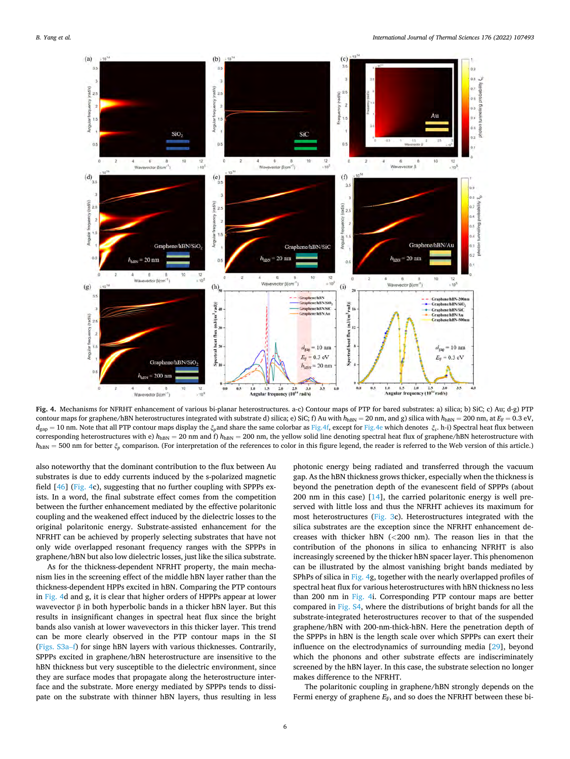**Fig. 4.** Mechanisms for NFRHT enhancement of various bi-planar heterostructures. a-c) Contour maps of PTP for bared substrates: a) silica; b) SiC; c) Au; d-g) PTP contour maps for graphene/hBN heterostructures integrated with substrate d) silica; e) SiC; f) Au with $h_{hBN} = 20$ nm, and g) silica with $h_{hBN} = 200$ nm, at $E_F = 0.3$ eV, $d_{gap} = 10$ nm. Note that all PTP contour maps display the $\xi_p$ and share the same colorbar as Fig. 4f, except for Fig. 4e which denotes $\xi_s$. h-i) Spectral heat flux between corresponding heterostructures with e) $h_{hBN} = 20$ nm and f) $h_{hBN} = 200$ nm, the yellow solid line denoting spectral heat flux of graphene/hBN heterostructure with $h_{hBN} = 500$ nm for better $\xi_p$ comparison. (For interpretation of the references to color in this figure legend, the reader is referred to the Web version of this article.)

also noteworthy that the dominant contribution to the flux between Au substrates is due to eddy currents induced by the s-polarized magnetic field [46] (Fig. 4c), suggesting that no further coupling with SPPPs exists. In a word, the final substrate effect comes from the competition between the further enhancement mediated by the effective polaritonic coupling and the weakened effect induced by the dielectric losses to the original polaritonic energy. Substrate-assisted enhancement for the NFRHT can be achieved by properly selecting substrates that have not only wide overlapped resonant frequency ranges with the SPPPs in graphene/hBN but also low dielectric losses, just like the silica substrate.

As for the thickness-dependent NFRHT property, the main mechanism lies in the screening effect of the middle hBN layer rather than the thickness-dependent HPPs excited in hBN. Comparing the PTP contours in Fig. 4d and g, it is clear that higher orders of HPPPs appear at lower wavevector β in both hyperbolic bands in a thicker hBN layer. But this results in insignificant changes in spectral heat flux since the bright bands also vanish at lower wavevectors in this thicker layer. This trend can be more clearly observed in the PTP contour maps in the SI (Figs. S3a–f) for singe hBN layers with various thicknesses. Contrarily, SPPPs excited in graphene/hBN heterostructure are insensitive to the hBN thickness but very susceptible to the dielectric environment, since they are surface modes that propagate along the heterostructure interface and the substrate. More energy mediated by SPPPs tends to dissipate on the substrate with thinner hBN layers, thus resulting in less photonic energy being radiated and transferred through the vacuum gap. As the hBN thickness grows thicker, especially when the thickness is beyond the penetration depth of the evanescent field of SPPPs (about 200 nm in this case) [14], the carried polaritonic energy is well preserved with little loss and thus the NFRHT achieves its maximum for most heterostructures (Fig. 3c). Heterostructures integrated with the silica substrates are the exception since the NFRHT enhancement decreases with thicker hBN (<200 nm). The reason lies in that the contribution of the phonons in silica to enhancing NFRHT is also increasingly screened by the thicker hBN spacer layer. This phenomenon can be illustrated by the almost vanishing bright bands mediated by SPhPs of silica in Fig. 4g, together with the nearly overlapped profiles of spectral heat flux for various heterostructures with hBN thickness no less than 200 nm in Fig. 4i. Corresponding PTP contour maps are better compared in Fig. S4, where the distributions of bright bands for all the substrate-integrated heterostructures recover to that of the suspended graphene/hBN with 200-nm-thick-hBN. Here the penetration depth of the SPPPs in hBN is the length scale over which SPPPs can exert their influence on the electrodynamics of surrounding media [29], beyond which the phonons and other substrate effects are indiscriminately screened by the hBN layer. In this case, the substrate selection no longer makes difference to the NFRHT.

The polaritonic coupling in graphene/hBN strongly depends on the Fermi energy of graphene $E_F$, and so does the NFRHT between these bi-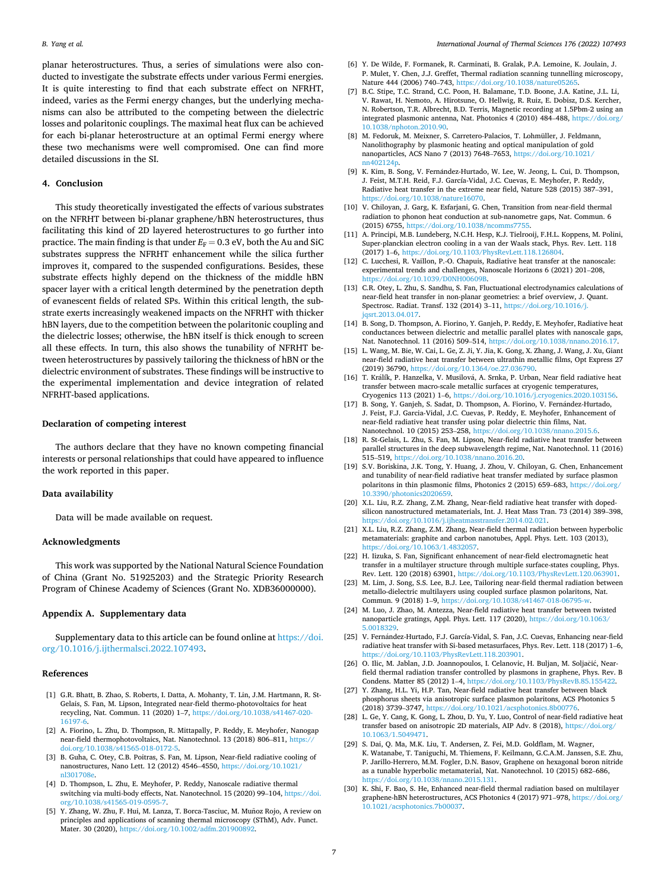planar heterostructures. Thus, a series of simulations were also conducted to investigate the substrate effects under various Fermi energies. It is quite interesting to find that each substrate effect on NFRHT, indeed, varies as the Fermi energy changes, but the underlying mechanisms can also be attributed to the competing between the dielectric losses and polaritonic couplings. The maximal heat flux can be achieved for each bi-planar heterostructure at an optimal Fermi energy where these two mechanisms were well compromised. One can find more detailed discussions in the SI.

## 4. Conclusion

This study theoretically investigated the effects of various substrates on the NFRHT between bi-planar graphene/hBN heterostructures, thus facilitating this kind of 2D layered heterostructures to go further into practice. The main finding is that under $E_F = 0.3$ eV, both the Au and SiC substrates suppress the NFRHT enhancement while the silica further improves it, compared to the suspended configurations. Besides, these substrate effects highly depend on the thickness of the middle hBN spacer layer with a critical length determined by the penetration depth of evanescent fields of related SPs. Within this critical length, the substrate exerts increasingly weakened impacts on the NFRHT with thicker hBN layers, due to the competition between the polaritonic coupling and the dielectric losses; otherwise, the hBN itself is thick enough to screen all these effects. In turn, this also shows the tunability of NFRHT between heterostructures by passively tailoring the thickness of hBN or the dielectric environment of substrates. These findings will be instructive to the experimental implementation and device integration of related NFRHT-based applications.

## Declaration of competing interest

The authors declare that they have no known competing financial interests or personal relationships that could have appeared to influence the work reported in this paper.

## Data availability

Data will be made available on request.

## Acknowledgments

This work was supported by the National Natural Science Foundation of China (Grant No. 51925203) and the Strategic Priority Research Program of Chinese Academy of Sciences (Grant No. XDB36000000).

## Appendix A. Supplementary data

Supplementary data to this article can be found online at https://doi.org/10.1016/j.ijthermalsci.2022.107493.

## References

[1] G.R. Bhatt, B. Zhao, S. Roberts, I. Datta, A. Mohanty, T. Lin, J.M. Hartmann, R. St-Gelais, S. Fan, M. Lipson, Integrated near-field thermo-photovoltaics for heat recycling, Nat. Commun. 11 (2020) 1–7, https://doi.org/10.1038/s41467-020-16197-6.

[2] A. Fiorino, L. Zhu, D. Thompson, R. Mittapally, P. Reddy, E. Meyhofer, Nanogap near-field thermophotovoltaics, Nat. Nanotechnol. 13 (2018) 806–811, https://doi.org/10.1038/s41565-018-0172-5.

[3] B. Guha, C. Otey, C.B. Poitras, S. Fan, M. Lipson, Near-field radiative cooling of nanostructures, Nano Lett. 12 (2012) 4546–4550, https://doi.org/10.1021/nl301708e.

[4] D. Thompson, L. Zhu, E. Meyhofer, P. Reddy, Nanoscale radiative thermal switching via multi-body effects, Nat. Nanotechnol. 15 (2020) 99–104, https://doi.org/10.1038/s41565-019-0595-7.

[5] Y. Zhang, W. Zhu, F. Hui, M. Lanza, T. Borca-Tasciuc, M. Muñoz Rojo, A review on principles and applications of scanning thermal microscopy (SThM), Adv. Funct. Mater. 30 (2020), https://doi.org/10.1002/adfm.201900892.

[6] Y. De Wilde, F. Formanek, R. Carminati, B. Gralak, P.A. Lemoine, K. Joulain, J. P. Mulet, Y. Chen, J.J. Greffet, Thermal radiation scanning tunnelling microscopy, Nature 444 (2006) 740–743, https://doi.org/10.1038/nature05265.

[7] B.C. Stipe, T.C. Strand, C.C. Poon, H. Balamane, T.D. Boone, J.A. Katine, J.L. Li, V. Rawat, H. Nemoto, A. Hirotsune, O. Hellwig, R. Ruiz, E. Dobisz, D.S. Kercher, N. Robertson, T.R. Albrecht, B.D. Terris, Magnetic recording at 1.5Pbm-2 using an integrated plasmonic antenna, Nat. Photonics 4 (2010) 484–488, https://doi.org/10.1038/nphoton.2010.90.

[8] M. Fedoruk, M. Meixner, S. Carretero-Palacios, T. Lohmüller, J. Feldmann, Nanolithography by plasmonic heating and optical manipulation of gold nanoparticles, ACS Nano 7 (2013) 7648–7653, https://doi.org/10.1021/nn402124p.

[9] K. Kim, B. Song, V. Fernández-Hurtado, W. Lee, W. Jeong, L. Cui, D. Thompson, J. Feist, M.T.H. Reid, F.J. García-Vidal, J.C. Cuevas, E. Meyhofer, P. Reddy, Radiative heat transfer in the extreme near field, Nature 528 (2015) 387–391, https://doi.org/10.1038/nature16070.

[10] V. Chiloyan, J. Garg, K. Esfarjani, G. Chen, Transition from near-field thermal radiation to phonon heat conduction at sub-nanometre gaps, Nat. Commun. 6 (2015) 6755, https://doi.org/10.1038/ncomms7755.

[11] A. Principi, M.B. Lundeberg, N.C.H. Hesp, K.J. Tielrooij, F.H.L. Koppens, M. Polini, Super-planckian electron cooling in a van der Waals stack, Phys. Rev. Lett. 118 (2017) 1–6, https://doi.org/10.1103/PhysRevLett.118.126804.

[12] C. Lucchesi, R. Vaillon, P.-O. Chapuis, Radiative heat transfer at the nanoscale: experimental trends and challenges, Nanoscale Horizons 6 (2021) 201–208, https://doi.org/10.1039/D0NH00609B.

[13] C.R. Otey, L. Zhu, S. Sandhu, S. Fan, Fluctuational electrodynamics calculations of near-field heat transfer in non-planar geometries: a brief overview, J. Quant. Spectrosc. Radiat. Transf. 132 (2014) 3–11, https://doi.org/10.1016/j.jqsrt.2013.04.017.

[14] B. Song, D. Thompson, A. Fiorino, Y. Ganjeh, P. Reddy, E. Meyhofer, Radiative heat conductances between dielectric and metallic parallel plates with nanoscale gaps, Nat. Nanotechnol. 11 (2016) 509–514, https://doi.org/10.1038/nnano.2016.17.

[15] L. Wang, M. Bie, W. Cai, L. Ge, Z. Ji, Y. Jia, K. Gong, X. Zhang, J. Wang, J. Xu, Giant near-field radiative heat transfer between ultrathin metallic films, Opt Express 27 (2019) 36790, https://doi.org/10.1364/oe.27.036790.

[16] T. Králík, P. Hanzelka, V. Musilová, A. Srnka, P. Urban, Near field radiative heat transfer between macro-scale metallic surfaces at cryogenic temperatures, Cryogenics 113 (2021) 1–6, https://doi.org/10.1016/j.cryogenics.2020.103156.

[17] B. Song, Y. Ganjeh, S. Sadat, D. Thompson, A. Fiorino, V. Fernández-Hurtado, J. Feist, F.J. Garcia-Vidal, J.C. Cuevas, P. Reddy, E. Meyhofer, Enhancement of near-field radiative heat transfer using polar dielectric thin films, Nat. Nanotechnol. 10 (2015) 253–258, https://doi.org/10.1038/nnano.2015.6.

[18] R. St-Gelais, L. Zhu, S. Fan, M. Lipson, Near-field radiative heat transfer between parallel structures in the deep subwavelength regime, Nat. Nanotechnol. 11 (2016) 515–519, https://doi.org/10.1038/nnano.2016.20.

[19] S.V. Boriskina, J.K. Tong, Y. Huang, J. Zhou, V. Chiloyan, G. Chen, Enhancement and tunability of near-field radiative heat transfer mediated by surface plasmon polaritons in thin plasmonic films, Photonics 2 (2015) 659–683, https://doi.org/10.3390/photonics2020659.

[20] X.L. Liu, R.Z. Zhang, Z.M. Zhang, Near-field radiative heat transfer with doped-silicon nanostructured metamaterials, Int. J. Heat Mass Tran. 73 (2014) 389–398, https://doi.org/10.1016/j.ijheatmasstransfer.2014.02.021.

[21] X.L. Liu, R.Z. Zhang, Z.M. Zhang, Near-field thermal radiation between hyperbolic metamaterials: graphite and carbon nanotubes, Appl. Phys. Lett. 103 (2013), https://doi.org/10.1063/1.4832057.

[22] H. Iizuka, S. Fan, Significant enhancement of near-field electromagnetic heat transfer in a multilayer structure through multiple surface-states coupling, Phys. Rev. Lett. 120 (2018) 63901, https://doi.org/10.1103/PhysRevLett.120.063901.

[23] M. Lim, J. Song, S.S. Lee, B.J. Lee, Tailoring near-field thermal radiation between metallo-dielectric multilayers using coupled surface plasmon polaritons, Nat. Commun. 9 (2018) 1–9, https://doi.org/10.1038/s41467-018-06795-w.

[24] M. Luo, J. Zhao, M. Antezza, Near-field radiative heat transfer between twisted nanoparticle gratings, Appl. Phys. Lett. 117 (2020), https://doi.org/10.1063/5.0018329.

[25] V. Fernández-Hurtado, F.J. García-Vidal, S. Fan, J.C. Cuevas, Enhancing near-field radiative heat transfer with Si-based metasurfaces, Phys. Rev. Lett. 118 (2017) 1–6, https://doi.org/10.1103/PhysRevLett.118.203901.

[26] O. Ilic, M. Jablan, J.D. Joannopoulos, I. Celanovic, H. Buljan, M. Soljačić, Near-field thermal radiation transfer controlled by plasmons in graphene, Phys. Rev. B Condens. Matter 85 (2012) 1–4, https://doi.org/10.1103/PhysRevB.85.155422.

[27] Y. Zhang, H.L. Yi, H.P. Tan, Near-field radiative heat transfer between black phosphorus sheets via anisotropic surface plasmon polaritons, ACS Photonics 5 (2018) 3739–3747, https://doi.org/10.1021/acsphotonics.8b00776.

[28] L. Ge, Y. Cang, K. Gong, L. Zhou, D. Yu, Y. Luo, Control of near-field radiative heat transfer based on anisotropic 2D materials, AIP Adv. 8 (2018), https://doi.org/10.1063/1.5049471.

[29] S. Dai, Q. Ma, M.K. Liu, T. Andersen, Z. Fei, M.D. Goldflam, M. Wagner, K. Watanabe, T. Taniguchi, M. Thiemens, F. Keilmann, G.C.A.M. Janssen, S.E. Zhu, P. Jarillo-Herrero, M.M. Fogler, D.N. Basov, Graphene on hexagonal boron nitride as a tunable hyperbolic metamaterial, Nat. Nanotechnol. 10 (2015) 682–686, https://doi.org/10.1038/nnano.2015.131.

[30] K. Shi, F. Bao, S. He, Enhanced near-field thermal radiation based on multilayer graphene-hBN heterostructures, ACS Photonics 4 (2017) 971–978, https://doi.org/10.1021/acsphotonics.7b00037.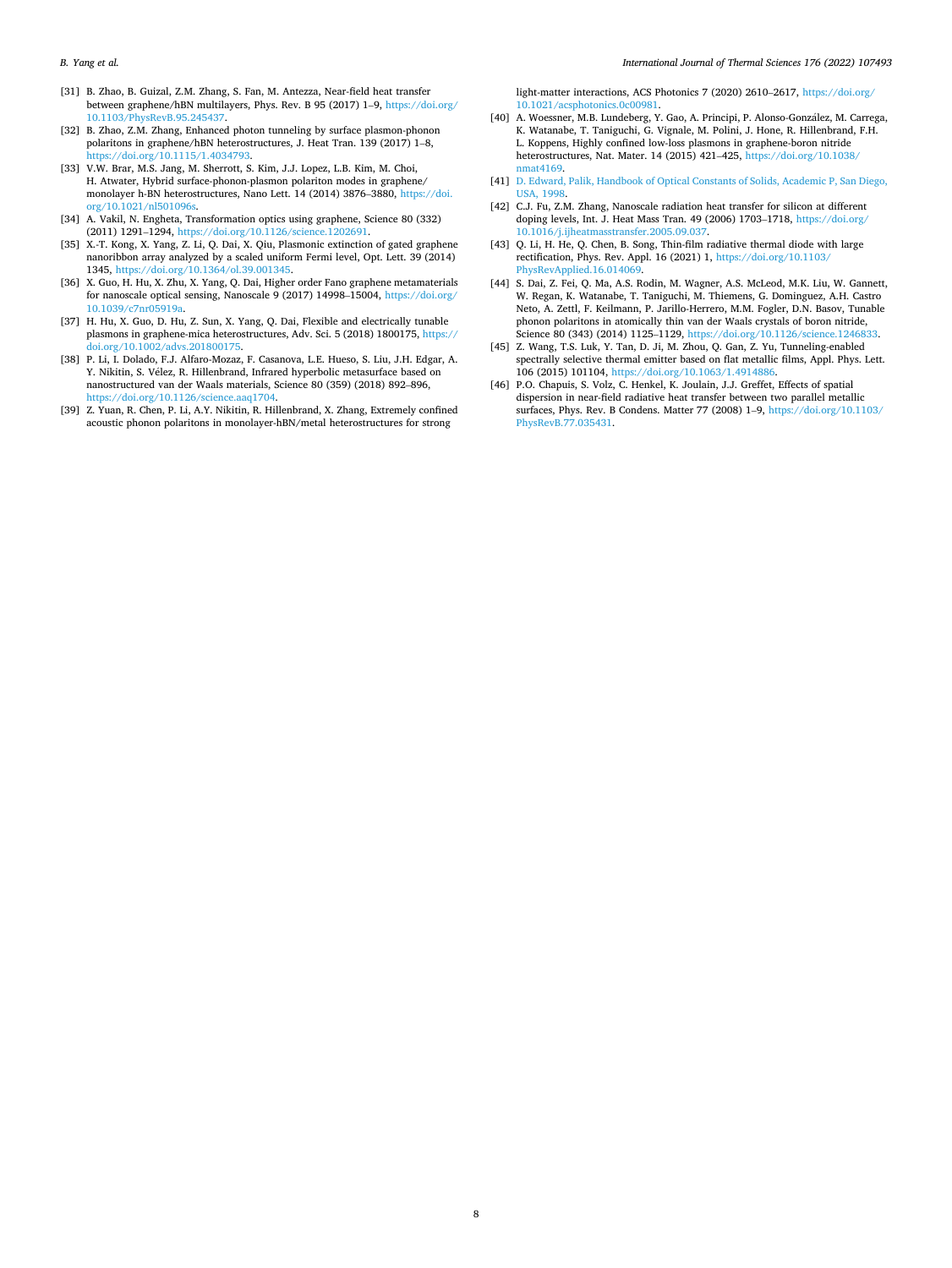[31] B. Zhao, B. Guizal, Z.M. Zhang, S. Fan, M. Antezza, Near-field heat transfer between graphene/hBN multilayers, Phys. Rev. B 95 (2017) 1–9, https://doi.org/10.1103/PhysRevB.95.245437.

[32] B. Zhao, Z.M. Zhang, Enhanced photon tunneling by surface plasmon-phonon polaritons in graphene/hBN heterostructures, J. Heat Tran. 139 (2017) 1–8, https://doi.org/10.1115/1.4034793.

[33] V.W. Brar, M.S. Jang, M. Sherrott, S. Kim, J.J. Lopez, L.B. Kim, M. Choi, H. Atwater, Hybrid surface-phonon-plasmon polariton modes in graphene/monolayer h-BN heterostructures, Nano Lett. 14 (2014) 3876–3880, https://doi.org/10.1021/nl501096s.

[34] A. Vakil, N. Engheta, Transformation optics using graphene, Science 80 (332) (2011) 1291–1294, https://doi.org/10.1126/science.1202691.

[35] X.-T. Kong, X. Yang, Z. Li, Q. Dai, X. Qiu, Plasmonic extinction of gated graphene nanoribbon array analyzed by a scaled uniform Fermi level, Opt. Lett. 39 (2014) 1345, https://doi.org/10.1364/ol.39.001345.

[36] X. Guo, H. Hu, X. Zhu, X. Yang, Q. Dai, Higher order Fano graphene metamaterials for nanoscale optical sensing, Nanoscale 9 (2017) 14998–15004, https://doi.org/10.1039/c7nr05919a.

[37] H. Hu, X. Guo, D. Hu, Z. Sun, X. Yang, Q. Dai, Flexible and electrically tunable plasmons in graphene-mica heterostructures, Adv. Sci. 5 (2018) 1800175, https://doi.org/10.1002/advs.201800175.

[38] P. Li, I. Dolado, F.J. Alfaro-Mozaz, F. Casanova, L.E. Hueso, S. Liu, J.H. Edgar, A. Y. Nikitin, S. Vélez, R. Hillenbrand, Infrared hyperbolic metasurface based on nanostructured van der Waals materials, Science 80 (359) (2018) 892–896, https://doi.org/10.1126/science.aaq1704.

[39] Z. Yuan, R. Chen, P. Li, A.Y. Nikitin, R. Hillenbrand, X. Zhang, Extremely confined acoustic phonon polaritons in monolayer-hBN/metal heterostructures for strong light-matter interactions, ACS Photonics 7 (2020) 2610–2617, https://doi.org/10.1021/acsphotonics.0c00981.

[40] A. Woessner, M.B. Lundeberg, Y. Gao, A. Principi, P. Alonso-González, M. Carrega, K. Watanabe, T. Taniguchi, G. Vignale, M. Polini, J. Hone, R. Hillenbrand, F.H. L. Koppens, Highly confined low-loss plasmons in graphene-boron nitride heterostructures, Nat. Mater. 14 (2015) 421–425, https://doi.org/10.1038/nmat4169.

[41] D. Edward, Palik, Handbook of Optical Constants of Solids, Academic P, San Diego, USA, 1998.

[42] C.J. Fu, Z.M. Zhang, Nanoscale radiation heat transfer for silicon at different doping levels, Int. J. Heat Mass Tran. 49 (2006) 1703–1718, https://doi.org/10.1016/j.ijheatmasstransfer.2005.09.037.

[43] Q. Li, H. He, Q. Chen, B. Song, Thin-film radiative thermal diode with large rectification, Phys. Rev. Appl. 16 (2021) 1, https://doi.org/10.1103/PhysRevApplied.16.014069.

[44] S. Dai, Z. Fei, Q. Ma, A.S. Rodin, M. Wagner, A.S. McLeod, M.K. Liu, W. Gannett, W. Regan, K. Watanabe, T. Taniguchi, M. Thiemens, G. Dominguez, A.H. Castro Neto, A. Zettl, F. Keilmann, P. Jarillo-Herrero, M.M. Fogler, D.N. Basov, Tunable phonon polaritons in atomically thin van der Waals crystals of boron nitride, Science 80 (343) (2014) 1125–1129, https://doi.org/10.1126/science.1246833.

[45] Z. Wang, T.S. Luk, Y. Tan, D. Ji, M. Zhou, Q. Gan, Z. Yu, Tunneling-enabled spectrally selective thermal emitter based on flat metallic films, Appl. Phys. Lett. 106 (2015) 101104, https://doi.org/10.1063/1.4914886.

[46] P.O. Chapuis, S. Volz, C. Henkel, K. Joulain, J.J. Greffet, Effects of spatial dispersion in near-field radiative heat transfer between two parallel metallic surfaces, Phys. Rev. B Condens. Matter 77 (2008) 1–9, https://doi.org/10.1103/PhysRevB.77.035431.